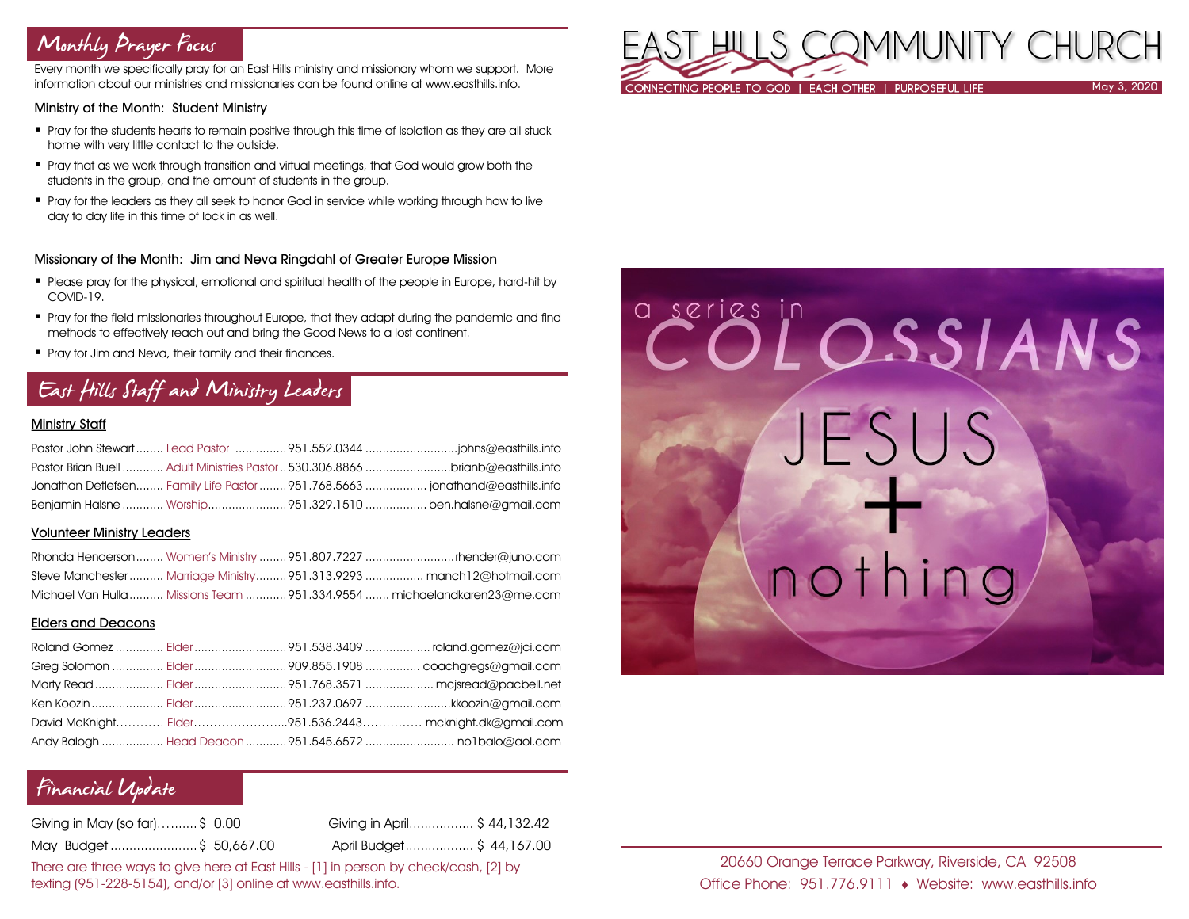# EAST HILLS COMMUNITY CHURCH

CONNECTING PEOPLE TO GOD | EACH OTHER | PURPOSEFUL LIFE

May 3, 2020

a series in COLOSSIANS

JESUS + nothing

20660 Orange Terrace Parkway, Riverside, CA 92508

Office Phone: 951.776.9111 ♦ Website: www.easthills.info

## Monthly Prayer Focus

Every month we specifically pray for an East Hills ministry and missionary whom we support. More information about our ministries and missionaries can be found online at www.easthills.info.

### Ministry of the Month: Student Ministry

- Pray for the students hearts to remain positive through this time of isolation as they are all stuck home with very little contact to the outside.
- Pray that as we work through transition and virtual meetings, that God would grow both the students in the group, and the amount of students in the group.
- Pray for the leaders as they all seek to honor God in service while working through how to live day to day life in this time of lock in as well.

### Missionary of the Month: Jim and Neva Ringdahl of Greater Europe Mission

- Please pray for the physical, emotional and spiritual health of the people in Europe, hard-hit by COVID-19.
- Pray for the field missionaries throughout Europe, that they adapt during the pandemic and find methods to effectively reach out and bring the Good News to a lost continent.
- Pray for Jim and Neva, their family and their finances.

## East Hills Staff and Ministry Leaders

### Ministry Staff

| Name | Role | Phone | Email |
|---|---|---|---|
| Pastor John Stewart | Lead Pastor | 951.552.0344 | johns@easthills.info |
| Pastor Brian Buell | Adult Ministries Pastor | 530.306.8866 | brianb@easthills.info |
| Jonathan Detlefsen | Family Life Pastor | 951.768.5663 | jonathand@easthills.info |
| Benjamin Halsne | Worship | 951.329.1510 | ben.halsne@gmail.com |

### Volunteer Ministry Leaders

| Name | Role | Phone | Email |
|---|---|---|---|
| Rhonda Henderson | Women's Ministry | 951.807.7227 | rhender@juno.com |
| Steve Manchester | Marriage Ministry | 951.313.9293 | manch12@hotmail.com |
| Michael Van Hulla | Missions Team | 951.334.9554 | michaelandkaren23@me.com |

### Elders and Deacons

| Name | Role | Phone | Email |
|---|---|---|---|
| Roland Gomez | Elder | 951.538.3409 | roland.gomez@jci.com |
| Greg Solomon | Elder | 909.855.1908 | coachgregs@gmail.com |
| Marty Read | Elder | 951.768.3571 | mcjsread@pacbell.net |
| Ken Koozin | Elder | 951.237.0697 | kkoozin@gmail.com |
| David McKnight | Elder | 951.536.2443 | mcknight.dk@gmail.com |
| Andy Balogh | Head Deacon | 951.545.6572 | no1balo@aol.com |

## Financial Update

| | | | |
|---|---|---|---|
| Giving in May (so far) | $ 0.00 | Giving in April | $ 44,132.42 |
| May Budget | $ 50,667.00 | April Budget | $ 44,167.00 |

There are three ways to give here at East Hills - [1] in person by check/cash, [2] by texting (951-228-5154), and/or [3] online at www.easthills.info.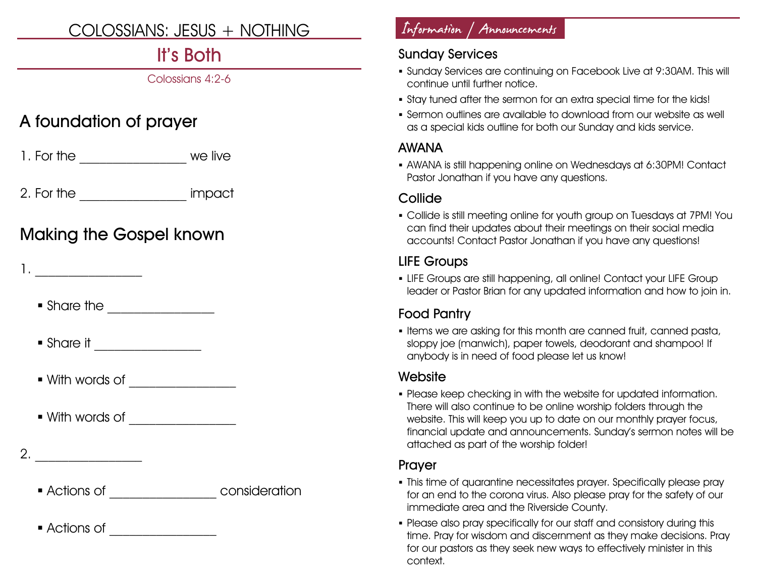# COLOSSIANS: JESUS + NOTHING

## It's Both

Colossians 4:2-6

### A foundation of prayer

1. For the ________________ we live

2. For the ________________ impact

### Making the Gospel known

1. ________________

- Share the ________________
- Share it ________________
- With words of ________________
- With words of ________________

2. ________________

- Actions of ________________ consideration
- Actions of ________________

## Information / Announcements

### Sunday Services

- Sunday Services are continuing on Facebook Live at 9:30AM. This will continue until further notice.
- Stay tuned after the sermon for an extra special time for the kids!
- Sermon outlines are available to download from our website as well as a special kids outline for both our Sunday and kids service.

### AWANA

- AWANA is still happening online on Wednesdays at 6:30PM! Contact Pastor Jonathan if you have any questions.

### Collide

- Collide is still meeting online for youth group on Tuesdays at 7PM! You can find their updates about their meetings on their social media accounts! Contact Pastor Jonathan if you have any questions!

### LIFE Groups

- LIFE Groups are still happening, all online! Contact your LIFE Group leader or Pastor Brian for any updated information and how to join in.

### Food Pantry

- Items we are asking for this month are canned fruit, canned pasta, sloppy joe (manwich), paper towels, deodorant and shampoo! If anybody is in need of food please let us know!

### Website

- Please keep checking in with the website for updated information. There will also continue to be online worship folders through the website. This will keep you up to date on our monthly prayer focus, financial update and announcements. Sunday's sermon notes will be attached as part of the worship folder!

### Prayer

- This time of quarantine necessitates prayer. Specifically please pray for an end to the corona virus. Also please pray for the safety of our immediate area and the Riverside County.
- Please also pray specifically for our staff and consistory during this time. Pray for wisdom and discernment as they make decisions. Pray for our pastors as they seek new ways to effectively minister in this context.